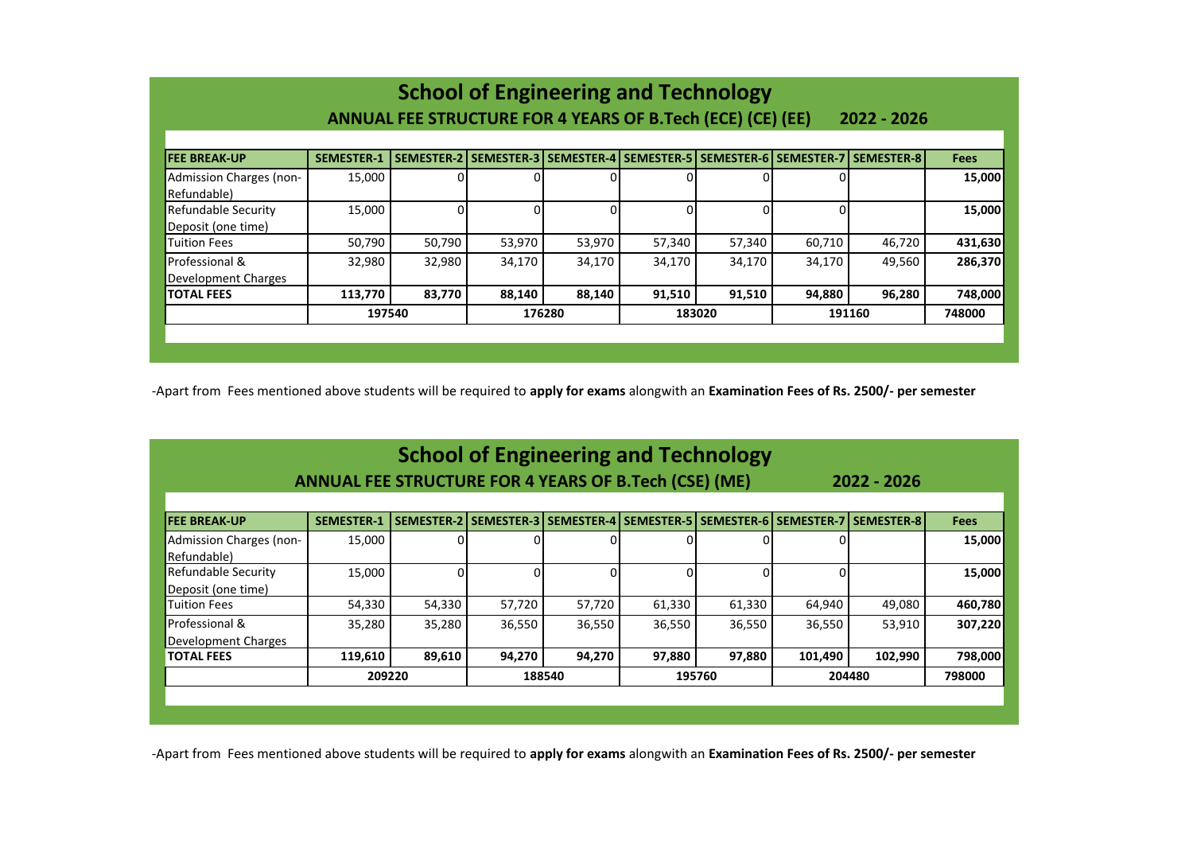# School of Engineering and Technology

## ANNUAL FEE STRUCTURE FOR 4 YEARS OF B.Tech (ECE) (CE) (EE) 2022 - 2026

| FEE BREAK-UP | SEMESTER-1 | SEMESTER-2 | SEMESTER-3 | SEMESTER-4 | SEMESTER-5 | SEMESTER-6 | SEMESTER-7 | SEMESTER-8 | Fees |
|---|---|---|---|---|---|---|---|---|---|
| Admission Charges (non-Refundable) | 15,000 | 0 | 0 | 0 | 0 | 0 | 0 | | 15,000 |
| Refundable Security Deposit (one time) | 15,000 | 0 | 0 | 0 | 0 | 0 | 0 | | 15,000 |
| Tuition Fees | 50,790 | 50,790 | 53,970 | 53,970 | 57,340 | 57,340 | 60,710 | 46,720 | 431,630 |
| Professional & Development Charges | 32,980 | 32,980 | 34,170 | 34,170 | 34,170 | 34,170 | 34,170 | 49,560 | 286,370 |
| **TOTAL FEES** | **113,770** | **83,770** | **88,140** | **88,140** | **91,510** | **91,510** | **94,880** | **96,280** | **748,000** |
| | **197540** | | **176280** | | **183020** | | **191160** | | **748000** |

-Apart from Fees mentioned above students will be required to **apply for exams** alongwith an **Examination Fees of Rs. 2500/- per semester**

# School of Engineering and Technology

## ANNUAL FEE STRUCTURE FOR 4 YEARS OF B.Tech (CSE) (ME) 2022 - 2026

| FEE BREAK-UP | SEMESTER-1 | SEMESTER-2 | SEMESTER-3 | SEMESTER-4 | SEMESTER-5 | SEMESTER-6 | SEMESTER-7 | SEMESTER-8 | Fees |
|---|---|---|---|---|---|---|---|---|---|
| Admission Charges (non-Refundable) | 15,000 | 0 | 0 | 0 | 0 | 0 | 0 | | 15,000 |
| Refundable Security Deposit (one time) | 15,000 | 0 | 0 | 0 | 0 | 0 | 0 | | 15,000 |
| Tuition Fees | 54,330 | 54,330 | 57,720 | 57,720 | 61,330 | 61,330 | 64,940 | 49,080 | 460,780 |
| Professional & Development Charges | 35,280 | 35,280 | 36,550 | 36,550 | 36,550 | 36,550 | 36,550 | 53,910 | 307,220 |
| **TOTAL FEES** | **119,610** | **89,610** | **94,270** | **94,270** | **97,880** | **97,880** | **101,490** | **102,990** | **798,000** |
| | **209220** | | **188540** | | **195760** | | **204480** | | **798000** |

-Apart from Fees mentioned above students will be required to **apply for exams** alongwith an **Examination Fees of Rs. 2500/- per semester**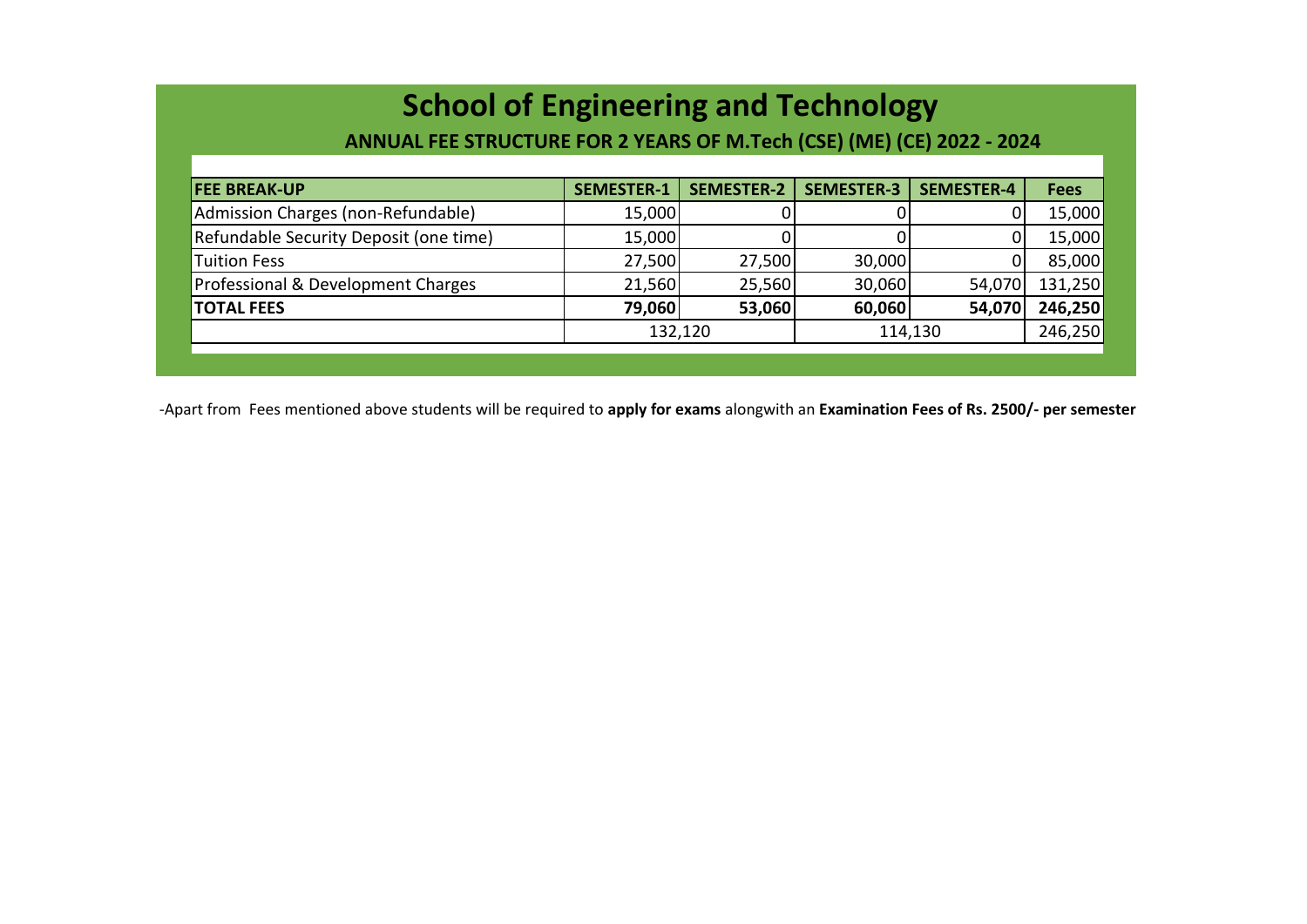# School of Engineering and Technology

## ANNUAL FEE STRUCTURE FOR 2 YEARS OF M.Tech (CSE) (ME) (CE) 2022 - 2024

| FEE BREAK-UP | SEMESTER-1 | SEMESTER-2 | SEMESTER-3 | SEMESTER-4 | Fees |
|---|---|---|---|---|---|
| Admission Charges (non-Refundable) | 15,000 | 0 | 0 | 0 | 15,000 |
| Refundable Security Deposit (one time) | 15,000 | 0 | 0 | 0 | 15,000 |
| Tuition Fess | 27,500 | 27,500 | 30,000 | 0 | 85,000 |
| Professional & Development Charges | 21,560 | 25,560 | 30,060 | 54,070 | 131,250 |
| **TOTAL FEES** | **79,060** | **53,060** | **60,060** | **54,070** | **246,250** |
| | 132,120 | | 114,130 | | 246,250 |

-Apart from Fees mentioned above students will be required to **apply for exams** alongwith an **Examination Fees of Rs. 2500/- per semester**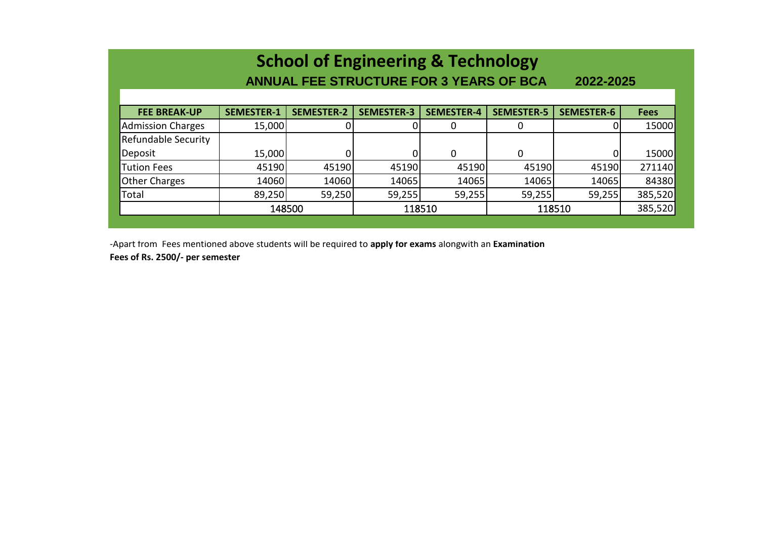# School of Engineering & Technology

## ANNUAL FEE STRUCTURE FOR 3 YEARS OF BCA 2022-2025

| FEE BREAK-UP | SEMESTER-1 | SEMESTER-2 | SEMESTER-3 | SEMESTER-4 | SEMESTER-5 | SEMESTER-6 | Fees |
|---|---|---|---|---|---|---|---|
| Admission Charges | 15,000 | 0 | 0 | 0 | 0 | 0 | 15000 |
| Refundable Security Deposit | 15,000 | 0 | 0 | 0 | 0 | 0 | 15000 |
| Tution Fees | 45190 | 45190 | 45190 | 45190 | 45190 | 45190 | 271140 |
| Other Charges | 14060 | 14060 | 14065 | 14065 | 14065 | 14065 | 84380 |
| Total | 89,250 | 59,250 | 59,255 | 59,255 | 59,255 | 59,255 | 385,520 |
| | 148500 | | 118510 | | 118510 | | 385,520 |

-Apart from Fees mentioned above students will be required to **apply for exams** alongwith an **Examination Fees of Rs. 2500/- per semester**